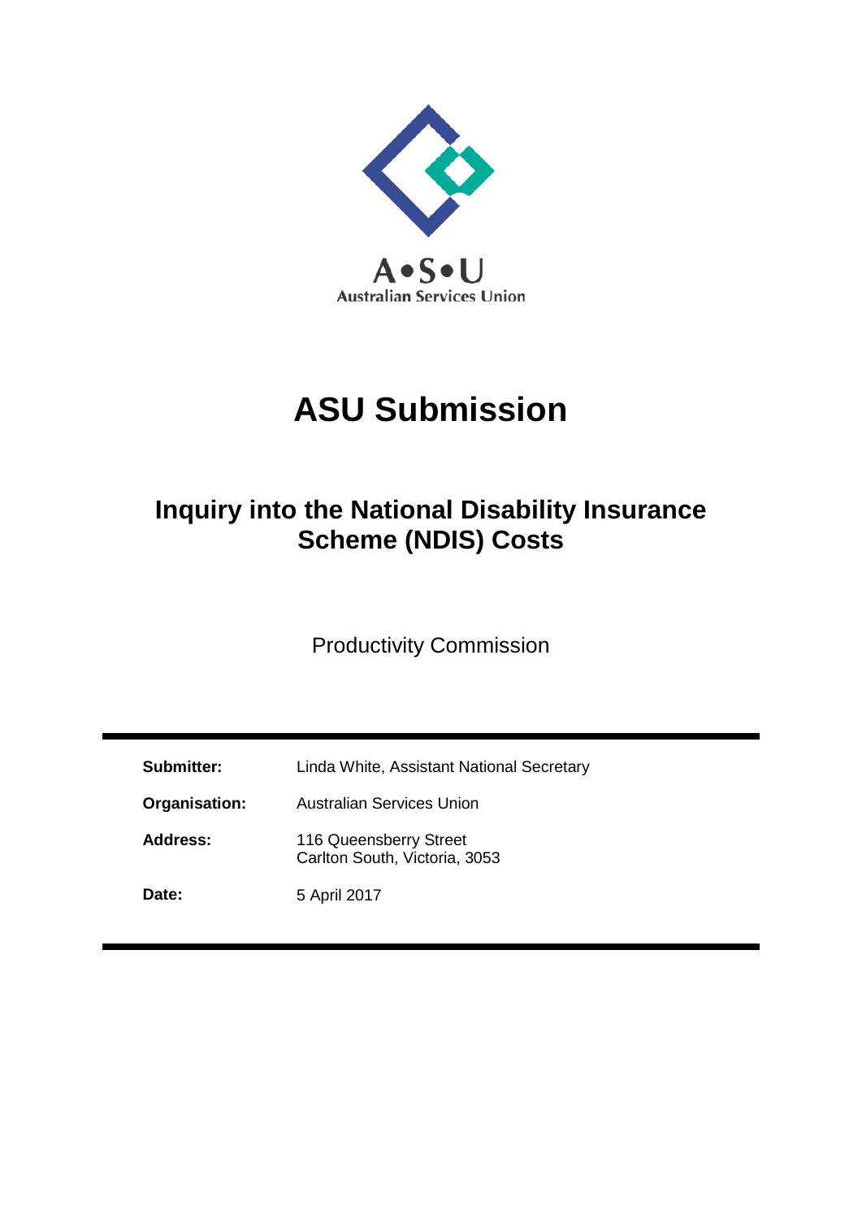A•S•U
Australian Services Union

# ASU Submission

## Inquiry into the National Disability Insurance Scheme (NDIS) Costs

Productivity Commission

| | |
|---|---|
| **Submitter:** | Linda White, Assistant National Secretary |
| **Organisation:** | Australian Services Union |
| **Address:** | 116 Queensberry Street<br>Carlton South, Victoria, 3053 |
| **Date:** | 5 April 2017 |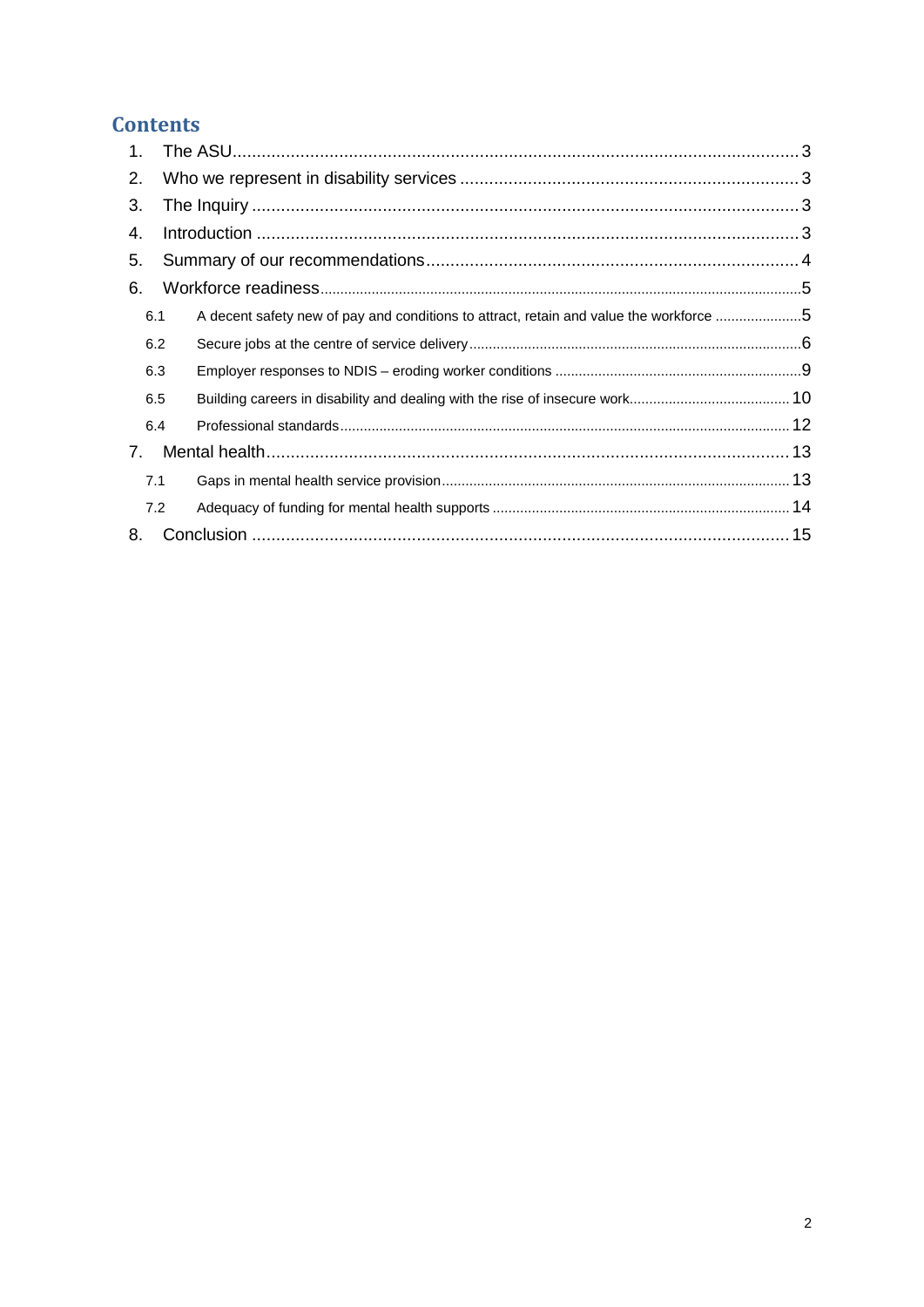# Contents

1. The ASU ... 3
2. Who we represent in disability services ... 3
3. The Inquiry ... 3
4. Introduction ... 3
5. Summary of our recommendations ... 4
6. Workforce readiness ... 5
   - 6.1 A decent safety new of pay and conditions to attract, retain and value the workforce ... 5
   - 6.2 Secure jobs at the centre of service delivery ... 6
   - 6.3 Employer responses to NDIS – eroding worker conditions ... 9
   - 6.5 Building careers in disability and dealing with the rise of insecure work ... 10
   - 6.4 Professional standards ... 12
7. Mental health ... 13
   - 7.1 Gaps in mental health service provision ... 13
   - 7.2 Adequacy of funding for mental health supports ... 14
8. Conclusion ... 15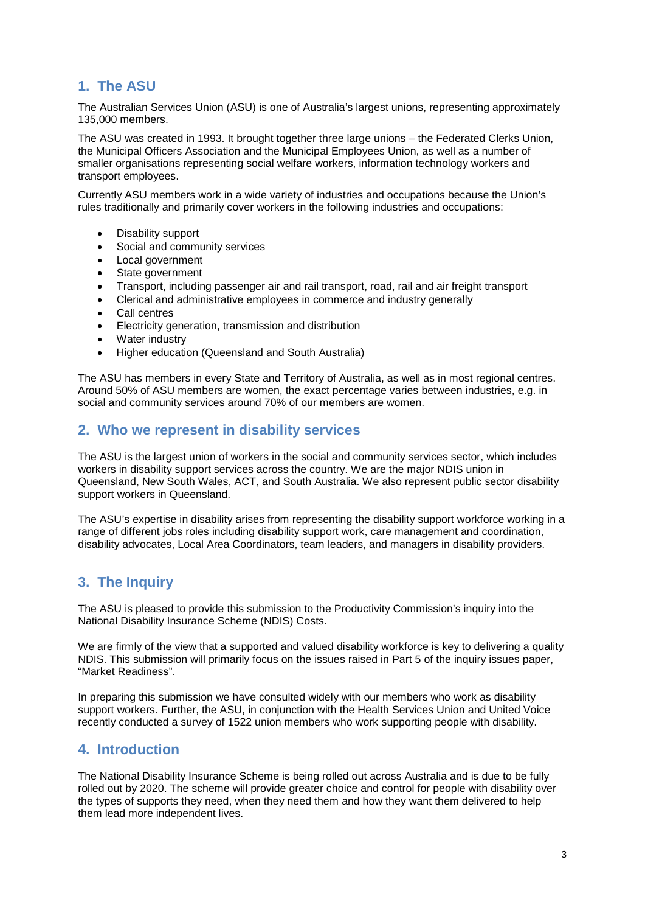## 1. The ASU

The Australian Services Union (ASU) is one of Australia's largest unions, representing approximately 135,000 members.

The ASU was created in 1993. It brought together three large unions – the Federated Clerks Union, the Municipal Officers Association and the Municipal Employees Union, as well as a number of smaller organisations representing social welfare workers, information technology workers and transport employees.

Currently ASU members work in a wide variety of industries and occupations because the Union's rules traditionally and primarily cover workers in the following industries and occupations:

- Disability support
- Social and community services
- Local government
- State government
- Transport, including passenger air and rail transport, road, rail and air freight transport
- Clerical and administrative employees in commerce and industry generally
- Call centres
- Electricity generation, transmission and distribution
- Water industry
- Higher education (Queensland and South Australia)

The ASU has members in every State and Territory of Australia, as well as in most regional centres. Around 50% of ASU members are women, the exact percentage varies between industries, e.g. in social and community services around 70% of our members are women.

## 2. Who we represent in disability services

The ASU is the largest union of workers in the social and community services sector, which includes workers in disability support services across the country. We are the major NDIS union in Queensland, New South Wales, ACT, and South Australia. We also represent public sector disability support workers in Queensland.

The ASU's expertise in disability arises from representing the disability support workforce working in a range of different jobs roles including disability support work, care management and coordination, disability advocates, Local Area Coordinators, team leaders, and managers in disability providers.

## 3. The Inquiry

The ASU is pleased to provide this submission to the Productivity Commission's inquiry into the National Disability Insurance Scheme (NDIS) Costs.

We are firmly of the view that a supported and valued disability workforce is key to delivering a quality NDIS. This submission will primarily focus on the issues raised in Part 5 of the inquiry issues paper, "Market Readiness".

In preparing this submission we have consulted widely with our members who work as disability support workers. Further, the ASU, in conjunction with the Health Services Union and United Voice recently conducted a survey of 1522 union members who work supporting people with disability.

## 4. Introduction

The National Disability Insurance Scheme is being rolled out across Australia and is due to be fully rolled out by 2020. The scheme will provide greater choice and control for people with disability over the types of supports they need, when they need them and how they want them delivered to help them lead more independent lives.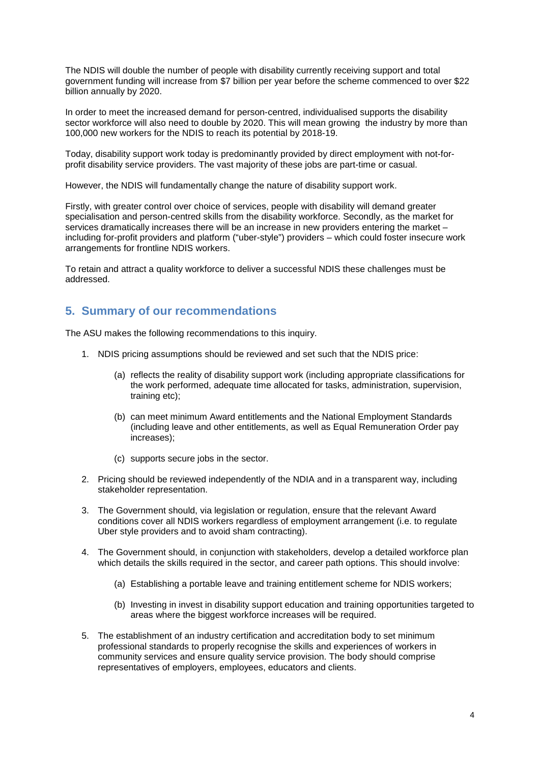The NDIS will double the number of people with disability currently receiving support and total government funding will increase from $7 billion per year before the scheme commenced to over $22 billion annually by 2020.

In order to meet the increased demand for person-centred, individualised supports the disability sector workforce will also need to double by 2020. This will mean growing the industry by more than 100,000 new workers for the NDIS to reach its potential by 2018-19.

Today, disability support work today is predominantly provided by direct employment with not-for-profit disability service providers. The vast majority of these jobs are part-time or casual.

However, the NDIS will fundamentally change the nature of disability support work.

Firstly, with greater control over choice of services, people with disability will demand greater specialisation and person-centred skills from the disability workforce. Secondly, as the market for services dramatically increases there will be an increase in new providers entering the market – including for-profit providers and platform ("uber-style") providers – which could foster insecure work arrangements for frontline NDIS workers.

To retain and attract a quality workforce to deliver a successful NDIS these challenges must be addressed.

## 5. Summary of our recommendations

The ASU makes the following recommendations to this inquiry.

1. NDIS pricing assumptions should be reviewed and set such that the NDIS price:

    (a) reflects the reality of disability support work (including appropriate classifications for the work performed, adequate time allocated for tasks, administration, supervision, training etc);

    (b) can meet minimum Award entitlements and the National Employment Standards (including leave and other entitlements, as well as Equal Remuneration Order pay increases);

    (c) supports secure jobs in the sector.

2. Pricing should be reviewed independently of the NDIA and in a transparent way, including stakeholder representation.

3. The Government should, via legislation or regulation, ensure that the relevant Award conditions cover all NDIS workers regardless of employment arrangement (i.e. to regulate Uber style providers and to avoid sham contracting).

4. The Government should, in conjunction with stakeholders, develop a detailed workforce plan which details the skills required in the sector, and career path options. This should involve:

    (a) Establishing a portable leave and training entitlement scheme for NDIS workers;

    (b) Investing in invest in disability support education and training opportunities targeted to areas where the biggest workforce increases will be required.

5. The establishment of an industry certification and accreditation body to set minimum professional standards to properly recognise the skills and experiences of workers in community services and ensure quality service provision. The body should comprise representatives of employers, employees, educators and clients.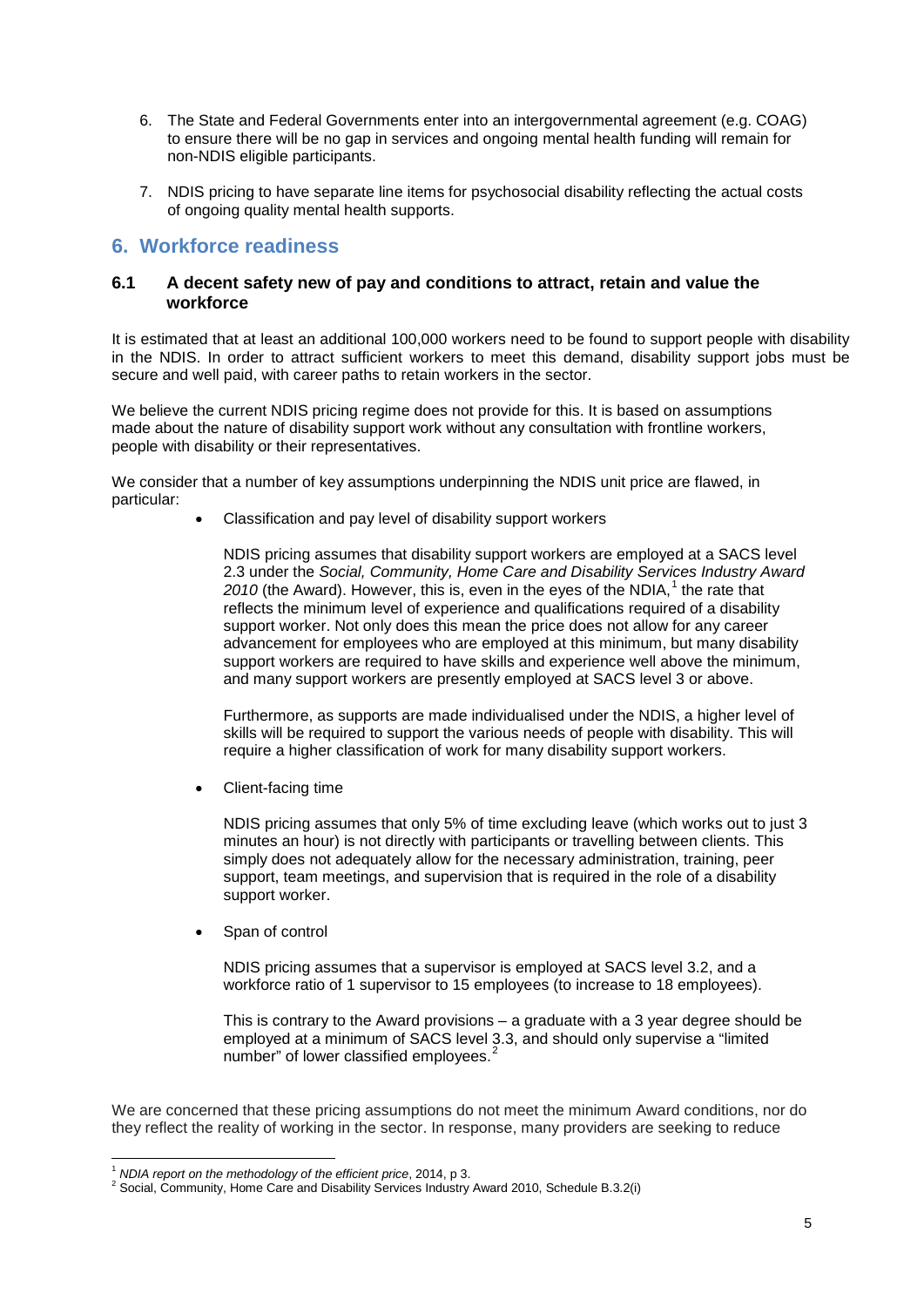6. The State and Federal Governments enter into an intergovernmental agreement (e.g. COAG) to ensure there will be no gap in services and ongoing mental health funding will remain for non-NDIS eligible participants.

7. NDIS pricing to have separate line items for psychosocial disability reflecting the actual costs of ongoing quality mental health supports.

## 6. Workforce readiness

### 6.1 A decent safety new of pay and conditions to attract, retain and value the workforce

It is estimated that at least an additional 100,000 workers need to be found to support people with disability in the NDIS. In order to attract sufficient workers to meet this demand, disability support jobs must be secure and well paid, with career paths to retain workers in the sector.

We believe the current NDIS pricing regime does not provide for this. It is based on assumptions made about the nature of disability support work without any consultation with frontline workers, people with disability or their representatives.

We consider that a number of key assumptions underpinning the NDIS unit price are flawed, in particular:

- Classification and pay level of disability support workers

  NDIS pricing assumes that disability support workers are employed at a SACS level 2.3 under the *Social, Community, Home Care and Disability Services Industry Award 2010* (the Award). However, this is, even in the eyes of the NDIA,[1] the rate that reflects the minimum level of experience and qualifications required of a disability support worker. Not only does this mean the price does not allow for any career advancement for employees who are employed at this minimum, but many disability support workers are required to have skills and experience well above the minimum, and many support workers are presently employed at SACS level 3 or above.

  Furthermore, as supports are made individualised under the NDIS, a higher level of skills will be required to support the various needs of people with disability. This will require a higher classification of work for many disability support workers.

- Client-facing time

  NDIS pricing assumes that only 5% of time excluding leave (which works out to just 3 minutes an hour) is not directly with participants or travelling between clients. This simply does not adequately allow for the necessary administration, training, peer support, team meetings, and supervision that is required in the role of a disability support worker.

- Span of control

  NDIS pricing assumes that a supervisor is employed at SACS level 3.2, and a workforce ratio of 1 supervisor to 15 employees (to increase to 18 employees).

  This is contrary to the Award provisions – a graduate with a 3 year degree should be employed at a minimum of SACS level 3.3, and should only supervise a "limited number" of lower classified employees.[2]

We are concerned that these pricing assumptions do not meet the minimum Award conditions, nor do they reflect the reality of working in the sector. In response, many providers are seeking to reduce

[1] *NDIA report on the methodology of the efficient price*, 2014, p 3.

[2] Social, Community, Home Care and Disability Services Industry Award 2010, Schedule B.3.2(i)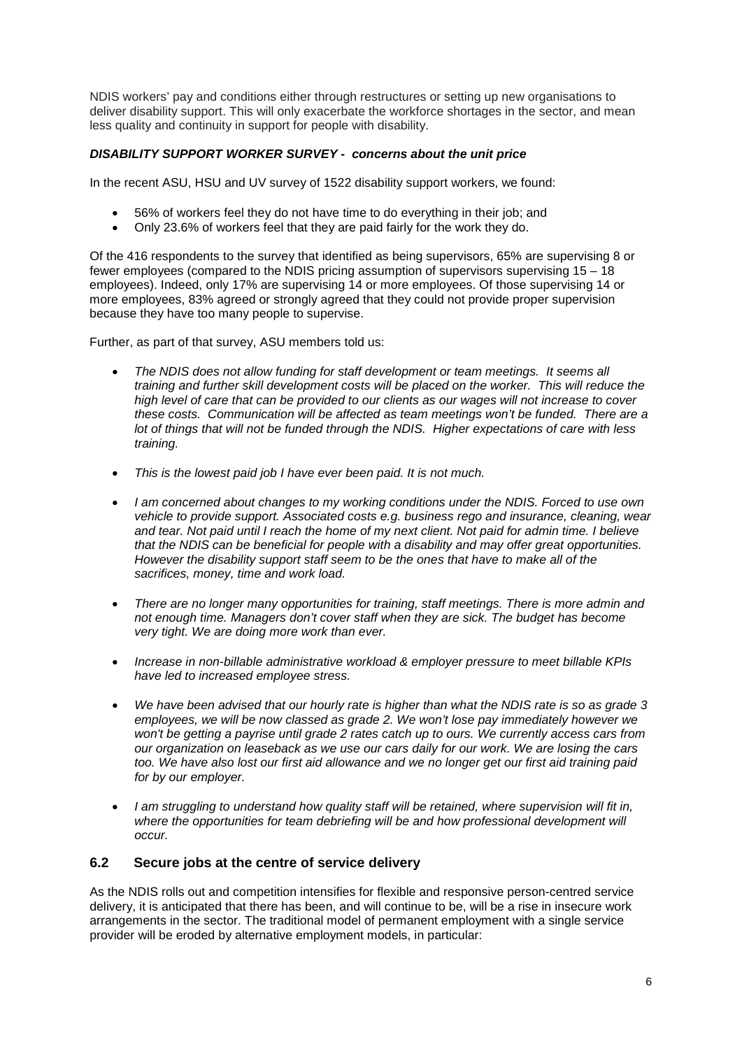NDIS workers' pay and conditions either through restructures or setting up new organisations to deliver disability support. This will only exacerbate the workforce shortages in the sector, and mean less quality and continuity in support for people with disability.

***DISABILITY SUPPORT WORKER SURVEY - concerns about the unit price***

In the recent ASU, HSU and UV survey of 1522 disability support workers, we found:

- 56% of workers feel they do not have time to do everything in their job; and
- Only 23.6% of workers feel that they are paid fairly for the work they do.

Of the 416 respondents to the survey that identified as being supervisors, 65% are supervising 8 or fewer employees (compared to the NDIS pricing assumption of supervisors supervising 15 – 18 employees). Indeed, only 17% are supervising 14 or more employees. Of those supervising 14 or more employees, 83% agreed or strongly agreed that they could not provide proper supervision because they have too many people to supervise.

Further, as part of that survey, ASU members told us:

- *The NDIS does not allow funding for staff development or team meetings. It seems all training and further skill development costs will be placed on the worker. This will reduce the high level of care that can be provided to our clients as our wages will not increase to cover these costs. Communication will be affected as team meetings won't be funded. There are a lot of things that will not be funded through the NDIS. Higher expectations of care with less training.*

- *This is the lowest paid job I have ever been paid. It is not much.*

- *I am concerned about changes to my working conditions under the NDIS. Forced to use own vehicle to provide support. Associated costs e.g. business rego and insurance, cleaning, wear and tear. Not paid until I reach the home of my next client. Not paid for admin time. I believe that the NDIS can be beneficial for people with a disability and may offer great opportunities. However the disability support staff seem to be the ones that have to make all of the sacrifices, money, time and work load.*

- *There are no longer many opportunities for training, staff meetings. There is more admin and not enough time. Managers don't cover staff when they are sick. The budget has become very tight. We are doing more work than ever.*

- *Increase in non-billable administrative workload & employer pressure to meet billable KPIs have led to increased employee stress.*

- *We have been advised that our hourly rate is higher than what the NDIS rate is so as grade 3 employees, we will be now classed as grade 2. We won't lose pay immediately however we won't be getting a payrise until grade 2 rates catch up to ours. We currently access cars from our organization on leaseback as we use our cars daily for our work. We are losing the cars too. We have also lost our first aid allowance and we no longer get our first aid training paid for by our employer.*

- *I am struggling to understand how quality staff will be retained, where supervision will fit in, where the opportunities for team debriefing will be and how professional development will occur.*

### 6.2 Secure jobs at the centre of service delivery

As the NDIS rolls out and competition intensifies for flexible and responsive person-centred service delivery, it is anticipated that there has been, and will continue to be, will be a rise in insecure work arrangements in the sector. The traditional model of permanent employment with a single service provider will be eroded by alternative employment models, in particular: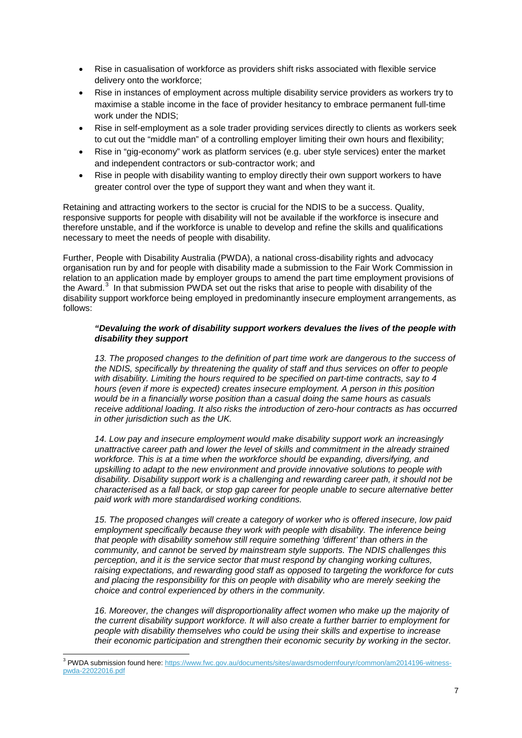- Rise in casualisation of workforce as providers shift risks associated with flexible service delivery onto the workforce;
- Rise in instances of employment across multiple disability service providers as workers try to maximise a stable income in the face of provider hesitancy to embrace permanent full-time work under the NDIS;
- Rise in self-employment as a sole trader providing services directly to clients as workers seek to cut out the "middle man" of a controlling employer limiting their own hours and flexibility;
- Rise in "gig-economy" work as platform services (e.g. uber style services) enter the market and independent contractors or sub-contractor work; and
- Rise in people with disability wanting to employ directly their own support workers to have greater control over the type of support they want and when they want it.

Retaining and attracting workers to the sector is crucial for the NDIS to be a success. Quality, responsive supports for people with disability will not be available if the workforce is insecure and therefore unstable, and if the workforce is unable to develop and refine the skills and qualifications necessary to meet the needs of people with disability.

Further, People with Disability Australia (PWDA), a national cross-disability rights and advocacy organisation run by and for people with disability made a submission to the Fair Work Commission in relation to an application made by employer groups to amend the part time employment provisions of the Award.[3] In that submission PWDA set out the risks that arise to people with disability of the disability support workforce being employed in predominantly insecure employment arrangements, as follows:

> ***"Devaluing the work of disability support workers devalues the lives of the people with disability they support***
>
> *13. The proposed changes to the definition of part time work are dangerous to the success of the NDIS, specifically by threatening the quality of staff and thus services on offer to people with disability. Limiting the hours required to be specified on part-time contracts, say to 4 hours (even if more is expected) creates insecure employment. A person in this position would be in a financially worse position than a casual doing the same hours as casuals receive additional loading. It also risks the introduction of zero-hour contracts as has occurred in other jurisdiction such as the UK.*
>
> *14. Low pay and insecure employment would make disability support work an increasingly unattractive career path and lower the level of skills and commitment in the already strained workforce. This is at a time when the workforce should be expanding, diversifying, and upskilling to adapt to the new environment and provide innovative solutions to people with disability. Disability support work is a challenging and rewarding career path, it should not be characterised as a fall back, or stop gap career for people unable to secure alternative better paid work with more standardised working conditions.*
>
> *15. The proposed changes will create a category of worker who is offered insecure, low paid employment specifically because they work with people with disability. The inference being that people with disability somehow still require something 'different' than others in the community, and cannot be served by mainstream style supports. The NDIS challenges this perception, and it is the service sector that must respond by changing working cultures, raising expectations, and rewarding good staff as opposed to targeting the workforce for cuts and placing the responsibility for this on people with disability who are merely seeking the choice and control experienced by others in the community.*
>
> *16. Moreover, the changes will disproportionality affect women who make up the majority of the current disability support workforce. It will also create a further barrier to employment for people with disability themselves who could be using their skills and expertise to increase their economic participation and strengthen their economic security by working in the sector.*

---

[3] PWDA submission found here: https://www.fwc.gov.au/documents/sites/awardsmodernfouryr/common/am2014196-witness-pwda-22022016.pdf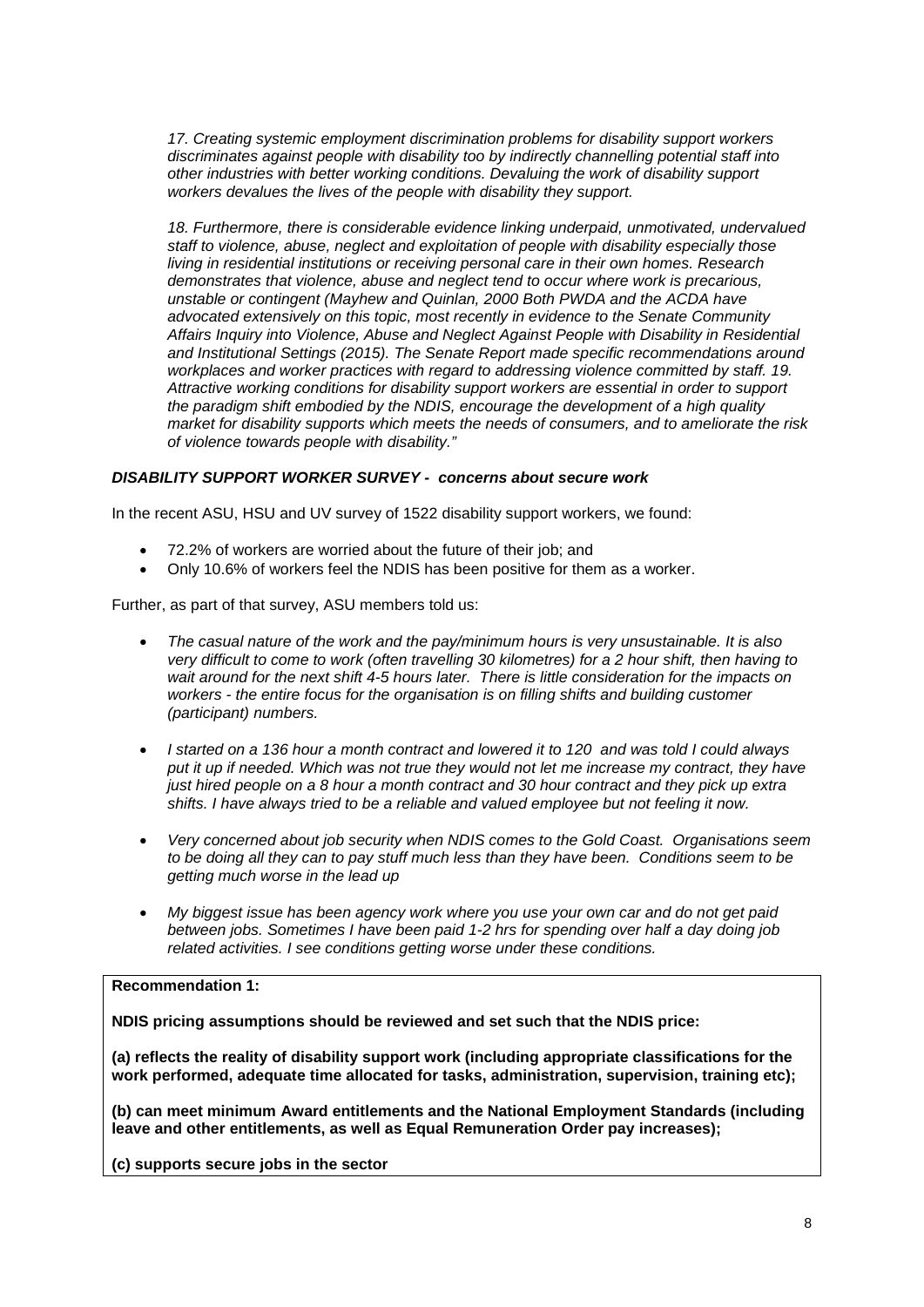*17. Creating systemic employment discrimination problems for disability support workers discriminates against people with disability too by indirectly channelling potential staff into other industries with better working conditions. Devaluing the work of disability support workers devalues the lives of the people with disability they support.*

*18. Furthermore, there is considerable evidence linking underpaid, unmotivated, undervalued staff to violence, abuse, neglect and exploitation of people with disability especially those living in residential institutions or receiving personal care in their own homes. Research demonstrates that violence, abuse and neglect tend to occur where work is precarious, unstable or contingent (Mayhew and Quinlan, 2000 Both PWDA and the ACDA have advocated extensively on this topic, most recently in evidence to the Senate Community Affairs Inquiry into Violence, Abuse and Neglect Against People with Disability in Residential and Institutional Settings (2015). The Senate Report made specific recommendations around workplaces and worker practices with regard to addressing violence committed by staff. 19. Attractive working conditions for disability support workers are essential in order to support the paradigm shift embodied by the NDIS, encourage the development of a high quality market for disability supports which meets the needs of consumers, and to ameliorate the risk of violence towards people with disability."*

***DISABILITY SUPPORT WORKER SURVEY - concerns about secure work***

In the recent ASU, HSU and UV survey of 1522 disability support workers, we found:

- 72.2% of workers are worried about the future of their job; and
- Only 10.6% of workers feel the NDIS has been positive for them as a worker.

Further, as part of that survey, ASU members told us:

- *The casual nature of the work and the pay/minimum hours is very unsustainable. It is also very difficult to come to work (often travelling 30 kilometres) for a 2 hour shift, then having to wait around for the next shift 4-5 hours later. There is little consideration for the impacts on workers - the entire focus for the organisation is on filling shifts and building customer (participant) numbers.*
- *I started on a 136 hour a month contract and lowered it to 120 and was told I could always put it up if needed. Which was not true they would not let me increase my contract, they have just hired people on a 8 hour a month contract and 30 hour contract and they pick up extra shifts. I have always tried to be a reliable and valued employee but not feeling it now.*
- *Very concerned about job security when NDIS comes to the Gold Coast. Organisations seem to be doing all they can to pay stuff much less than they have been. Conditions seem to be getting much worse in the lead up*
- *My biggest issue has been agency work where you use your own car and do not get paid between jobs. Sometimes I have been paid 1-2 hrs for spending over half a day doing job related activities. I see conditions getting worse under these conditions.*

**Recommendation 1:**

**NDIS pricing assumptions should be reviewed and set such that the NDIS price:**

**(a) reflects the reality of disability support work (including appropriate classifications for the work performed, adequate time allocated for tasks, administration, supervision, training etc);**

**(b) can meet minimum Award entitlements and the National Employment Standards (including leave and other entitlements, as well as Equal Remuneration Order pay increases);**

**(c) supports secure jobs in the sector**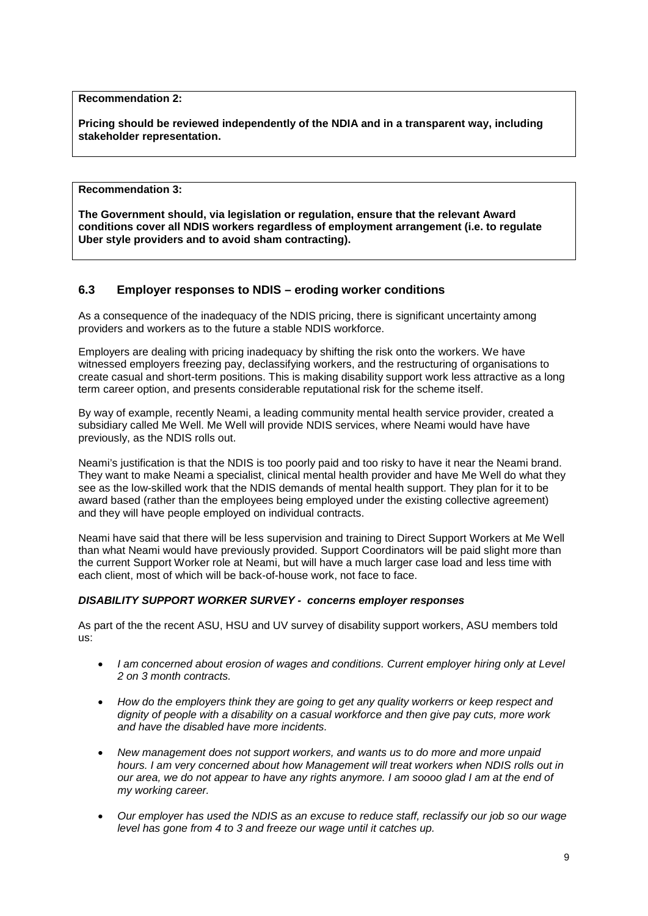**Recommendation 2:**

**Pricing should be reviewed independently of the NDIA and in a transparent way, including stakeholder representation.**

**Recommendation 3:**

**The Government should, via legislation or regulation, ensure that the relevant Award conditions cover all NDIS workers regardless of employment arrangement (i.e. to regulate Uber style providers and to avoid sham contracting).**

## 6.3 Employer responses to NDIS – eroding worker conditions

As a consequence of the inadequacy of the NDIS pricing, there is significant uncertainty among providers and workers as to the future a stable NDIS workforce.

Employers are dealing with pricing inadequacy by shifting the risk onto the workers. We have witnessed employers freezing pay, declassifying workers, and the restructuring of organisations to create casual and short-term positions. This is making disability support work less attractive as a long term career option, and presents considerable reputational risk for the scheme itself.

By way of example, recently Neami, a leading community mental health service provider, created a subsidiary called Me Well. Me Well will provide NDIS services, where Neami would have have previously, as the NDIS rolls out.

Neami's justification is that the NDIS is too poorly paid and too risky to have it near the Neami brand. They want to make Neami a specialist, clinical mental health provider and have Me Well do what they see as the low-skilled work that the NDIS demands of mental health support. They plan for it to be award based (rather than the employees being employed under the existing collective agreement) and they will have people employed on individual contracts.

Neami have said that there will be less supervision and training to Direct Support Workers at Me Well than what Neami would have previously provided. Support Coordinators will be paid slight more than the current Support Worker role at Neami, but will have a much larger case load and less time with each client, most of which will be back-of-house work, not face to face.

***DISABILITY SUPPORT WORKER SURVEY - concerns employer responses***

As part of the the recent ASU, HSU and UV survey of disability support workers, ASU members told us:

- *I am concerned about erosion of wages and conditions. Current employer hiring only at Level 2 on 3 month contracts.*
- *How do the employers think they are going to get any quality workerrs or keep respect and dignity of people with a disability on a casual workforce and then give pay cuts, more work and have the disabled have more incidents.*
- *New management does not support workers, and wants us to do more and more unpaid hours. I am very concerned about how Management will treat workers when NDIS rolls out in our area, we do not appear to have any rights anymore. I am soooo glad I am at the end of my working career.*
- *Our employer has used the NDIS as an excuse to reduce staff, reclassify our job so our wage level has gone from 4 to 3 and freeze our wage until it catches up.*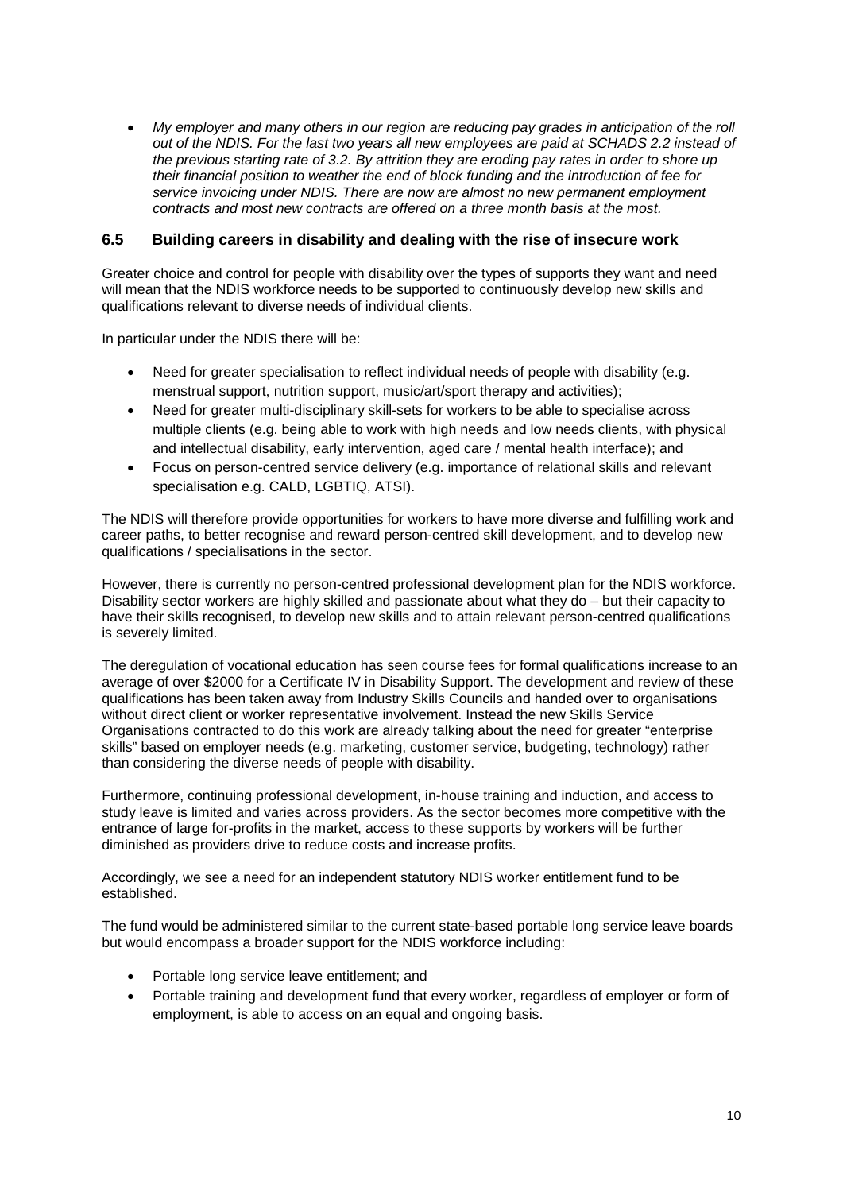- *My employer and many others in our region are reducing pay grades in anticipation of the roll out of the NDIS. For the last two years all new employees are paid at SCHADS 2.2 instead of the previous starting rate of 3.2. By attrition they are eroding pay rates in order to shore up their financial position to weather the end of block funding and the introduction of fee for service invoicing under NDIS. There are now are almost no new permanent employment contracts and most new contracts are offered on a three month basis at the most.*

### 6.5 Building careers in disability and dealing with the rise of insecure work

Greater choice and control for people with disability over the types of supports they want and need will mean that the NDIS workforce needs to be supported to continuously develop new skills and qualifications relevant to diverse needs of individual clients.

In particular under the NDIS there will be:

- Need for greater specialisation to reflect individual needs of people with disability (e.g. menstrual support, nutrition support, music/art/sport therapy and activities);
- Need for greater multi-disciplinary skill-sets for workers to be able to specialise across multiple clients (e.g. being able to work with high needs and low needs clients, with physical and intellectual disability, early intervention, aged care / mental health interface); and
- Focus on person-centred service delivery (e.g. importance of relational skills and relevant specialisation e.g. CALD, LGBTIQ, ATSI).

The NDIS will therefore provide opportunities for workers to have more diverse and fulfilling work and career paths, to better recognise and reward person-centred skill development, and to develop new qualifications / specialisations in the sector.

However, there is currently no person-centred professional development plan for the NDIS workforce. Disability sector workers are highly skilled and passionate about what they do – but their capacity to have their skills recognised, to develop new skills and to attain relevant person-centred qualifications is severely limited.

The deregulation of vocational education has seen course fees for formal qualifications increase to an average of over $2000 for a Certificate IV in Disability Support. The development and review of these qualifications has been taken away from Industry Skills Councils and handed over to organisations without direct client or worker representative involvement. Instead the new Skills Service Organisations contracted to do this work are already talking about the need for greater "enterprise skills" based on employer needs (e.g. marketing, customer service, budgeting, technology) rather than considering the diverse needs of people with disability.

Furthermore, continuing professional development, in-house training and induction, and access to study leave is limited and varies across providers. As the sector becomes more competitive with the entrance of large for-profits in the market, access to these supports by workers will be further diminished as providers drive to reduce costs and increase profits.

Accordingly, we see a need for an independent statutory NDIS worker entitlement fund to be established.

The fund would be administered similar to the current state-based portable long service leave boards but would encompass a broader support for the NDIS workforce including:

- Portable long service leave entitlement; and
- Portable training and development fund that every worker, regardless of employer or form of employment, is able to access on an equal and ongoing basis.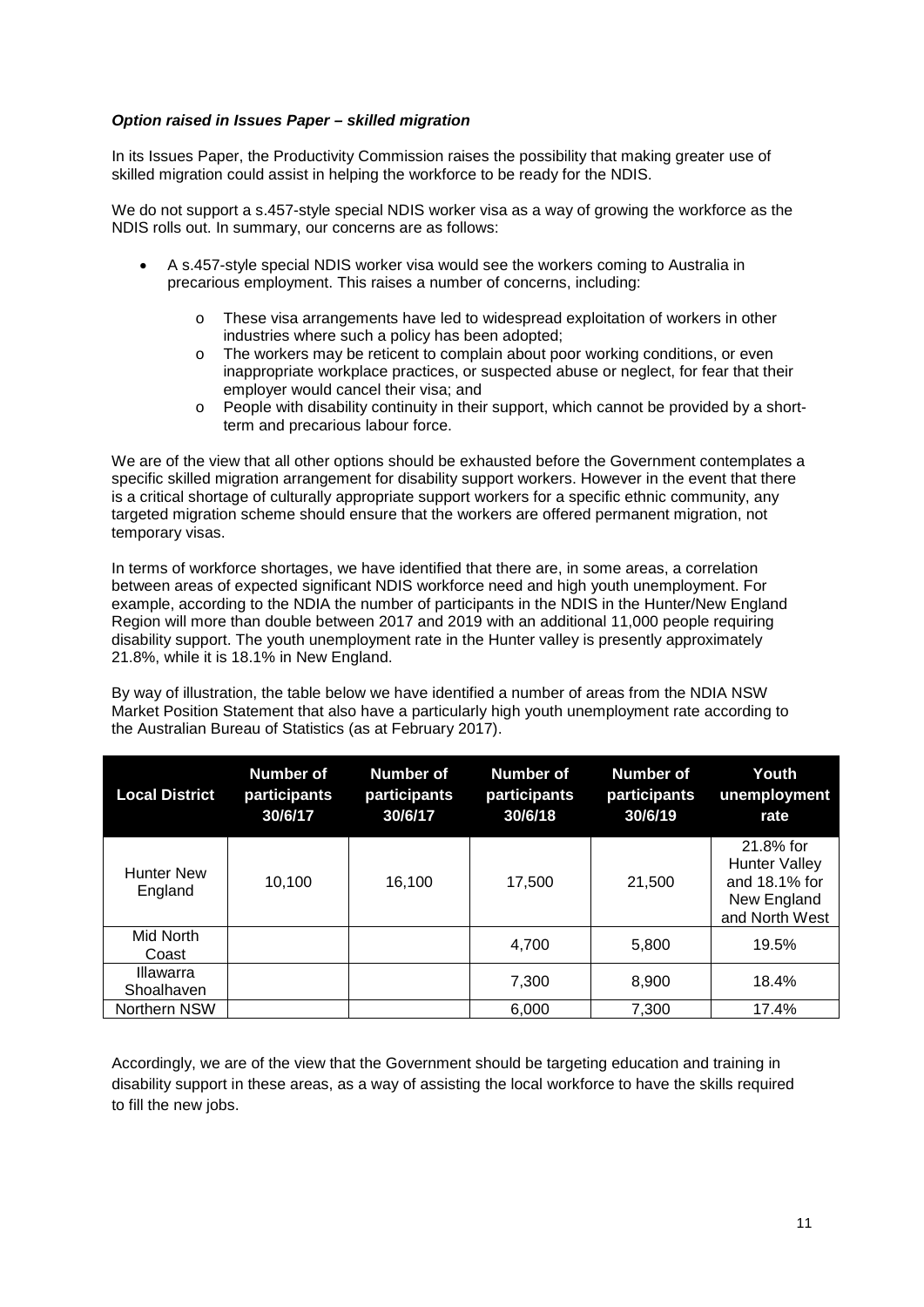***Option raised in Issues Paper – skilled migration***

In its Issues Paper, the Productivity Commission raises the possibility that making greater use of skilled migration could assist in helping the workforce to be ready for the NDIS.

We do not support a s.457-style special NDIS worker visa as a way of growing the workforce as the NDIS rolls out. In summary, our concerns are as follows:

- A s.457-style special NDIS worker visa would see the workers coming to Australia in precarious employment. This raises a number of concerns, including:
  - These visa arrangements have led to widespread exploitation of workers in other industries where such a policy has been adopted;
  - The workers may be reticent to complain about poor working conditions, or even inappropriate workplace practices, or suspected abuse or neglect, for fear that their employer would cancel their visa; and
  - People with disability continuity in their support, which cannot be provided by a short-term and precarious labour force.

We are of the view that all other options should be exhausted before the Government contemplates a specific skilled migration arrangement for disability support workers. However in the event that there is a critical shortage of culturally appropriate support workers for a specific ethnic community, any targeted migration scheme should ensure that the workers are offered permanent migration, not temporary visas.

In terms of workforce shortages, we have identified that there are, in some areas, a correlation between areas of expected significant NDIS workforce need and high youth unemployment. For example, according to the NDIA the number of participants in the NDIS in the Hunter/New England Region will more than double between 2017 and 2019 with an additional 11,000 people requiring disability support. The youth unemployment rate in the Hunter valley is presently approximately 21.8%, while it is 18.1% in New England.

By way of illustration, the table below we have identified a number of areas from the NDIA NSW Market Position Statement that also have a particularly high youth unemployment rate according to the Australian Bureau of Statistics (as at February 2017).

| Local District | Number of participants 30/6/17 | Number of participants 30/6/17 | Number of participants 30/6/18 | Number of participants 30/6/19 | Youth unemployment rate |
|---|---|---|---|---|---|
| Hunter New England | 10,100 | 16,100 | 17,500 | 21,500 | 21.8% for Hunter Valley and 18.1% for New England and North West |
| Mid North Coast | | | 4,700 | 5,800 | 19.5% |
| Illawarra Shoalhaven | | | 7,300 | 8,900 | 18.4% |
| Northern NSW | | | 6,000 | 7,300 | 17.4% |

Accordingly, we are of the view that the Government should be targeting education and training in disability support in these areas, as a way of assisting the local workforce to have the skills required to fill the new jobs.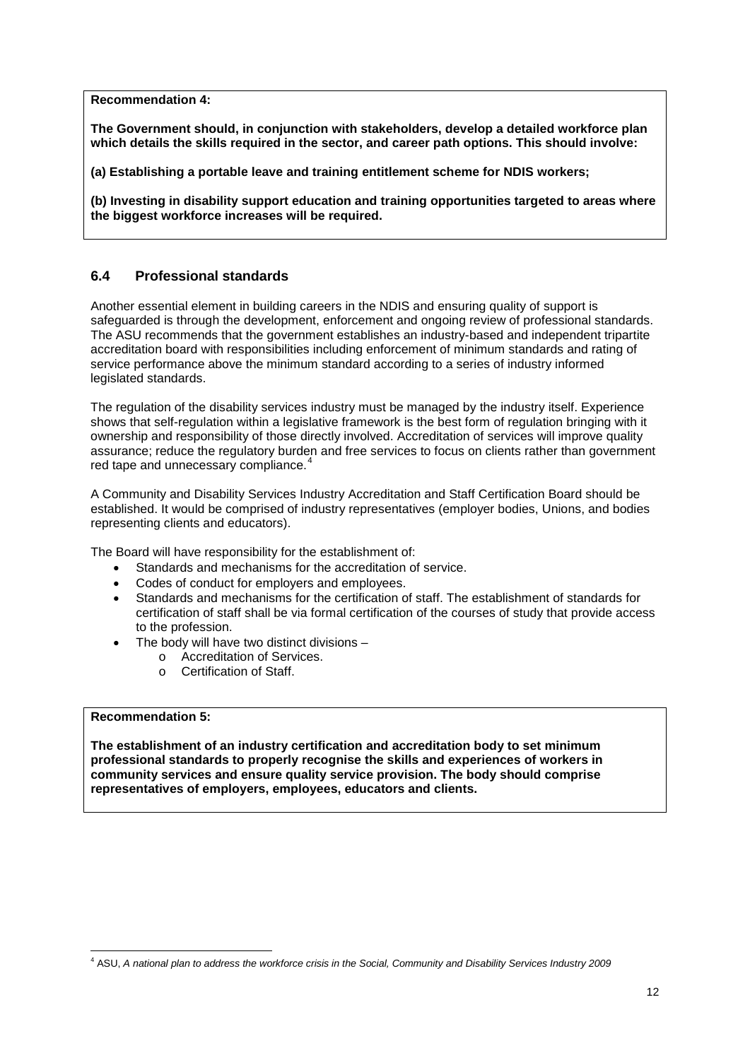**Recommendation 4:**

**The Government should, in conjunction with stakeholders, develop a detailed workforce plan which details the skills required in the sector, and career path options. This should involve:**

**(a) Establishing a portable leave and training entitlement scheme for NDIS workers;**

**(b) Investing in disability support education and training opportunities targeted to areas where the biggest workforce increases will be required.**

## 6.4 Professional standards

Another essential element in building careers in the NDIS and ensuring quality of support is safeguarded is through the development, enforcement and ongoing review of professional standards. The ASU recommends that the government establishes an industry-based and independent tripartite accreditation board with responsibilities including enforcement of minimum standards and rating of service performance above the minimum standard according to a series of industry informed legislated standards.

The regulation of the disability services industry must be managed by the industry itself. Experience shows that self-regulation within a legislative framework is the best form of regulation bringing with it ownership and responsibility of those directly involved. Accreditation of services will improve quality assurance; reduce the regulatory burden and free services to focus on clients rather than government red tape and unnecessary compliance.[4]

A Community and Disability Services Industry Accreditation and Staff Certification Board should be established. It would be comprised of industry representatives (employer bodies, Unions, and bodies representing clients and educators).

The Board will have responsibility for the establishment of:

- Standards and mechanisms for the accreditation of service.
- Codes of conduct for employers and employees.
- Standards and mechanisms for the certification of staff. The establishment of standards for certification of staff shall be via formal certification of the courses of study that provide access to the profession.
- The body will have two distinct divisions –
  - Accreditation of Services.
  - Certification of Staff.

**Recommendation 5:**

**The establishment of an industry certification and accreditation body to set minimum professional standards to properly recognise the skills and experiences of workers in community services and ensure quality service provision. The body should comprise representatives of employers, employees, educators and clients.**

[4] ASU, *A national plan to address the workforce crisis in the Social, Community and Disability Services Industry 2009*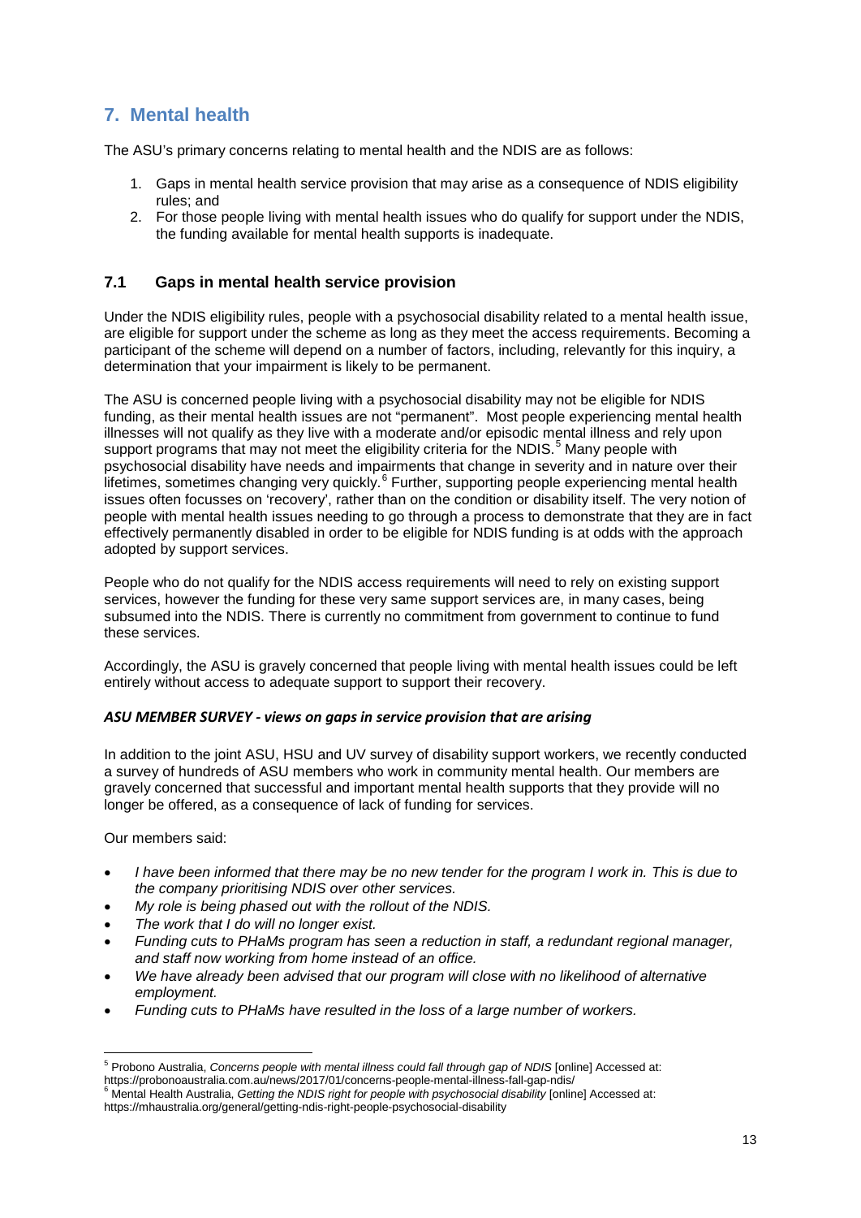## 7. Mental health

The ASU's primary concerns relating to mental health and the NDIS are as follows:

1. Gaps in mental health service provision that may arise as a consequence of NDIS eligibility rules; and
2. For those people living with mental health issues who do qualify for support under the NDIS, the funding available for mental health supports is inadequate.

### 7.1 Gaps in mental health service provision

Under the NDIS eligibility rules, people with a psychosocial disability related to a mental health issue, are eligible for support under the scheme as long as they meet the access requirements. Becoming a participant of the scheme will depend on a number of factors, including, relevantly for this inquiry, a determination that your impairment is likely to be permanent.

The ASU is concerned people living with a psychosocial disability may not be eligible for NDIS funding, as their mental health issues are not "permanent". Most people experiencing mental health illnesses will not qualify as they live with a moderate and/or episodic mental illness and rely upon support programs that may not meet the eligibility criteria for the NDIS.[5] Many people with psychosocial disability have needs and impairments that change in severity and in nature over their lifetimes, sometimes changing very quickly.[6] Further, supporting people experiencing mental health issues often focusses on 'recovery', rather than on the condition or disability itself. The very notion of people with mental health issues needing to go through a process to demonstrate that they are in fact effectively permanently disabled in order to be eligible for NDIS funding is at odds with the approach adopted by support services.

People who do not qualify for the NDIS access requirements will need to rely on existing support services, however the funding for these very same support services are, in many cases, being subsumed into the NDIS. There is currently no commitment from government to continue to fund these services.

Accordingly, the ASU is gravely concerned that people living with mental health issues could be left entirely without access to adequate support to support their recovery.

***ASU MEMBER SURVEY - views on gaps in service provision that are arising***

In addition to the joint ASU, HSU and UV survey of disability support workers, we recently conducted a survey of hundreds of ASU members who work in community mental health. Our members are gravely concerned that successful and important mental health supports that they provide will no longer be offered, as a consequence of lack of funding for services.

Our members said:

- *I have been informed that there may be no new tender for the program I work in. This is due to the company prioritising NDIS over other services.*
- *My role is being phased out with the rollout of the NDIS.*
- *The work that I do will no longer exist.*
- *Funding cuts to PHaMs program has seen a reduction in staff, a redundant regional manager, and staff now working from home instead of an office.*
- *We have already been advised that our program will close with no likelihood of alternative employment.*
- *Funding cuts to PHaMs have resulted in the loss of a large number of workers.*

---

[5] Probono Australia, *Concerns people with mental illness could fall through gap of NDIS* [online] Accessed at: https://probonoaustralia.com.au/news/2017/01/concerns-people-mental-illness-fall-gap-ndis/

[6] Mental Health Australia, *Getting the NDIS right for people with psychosocial disability* [online] Accessed at: https://mhaustralia.org/general/getting-ndis-right-people-psychosocial-disability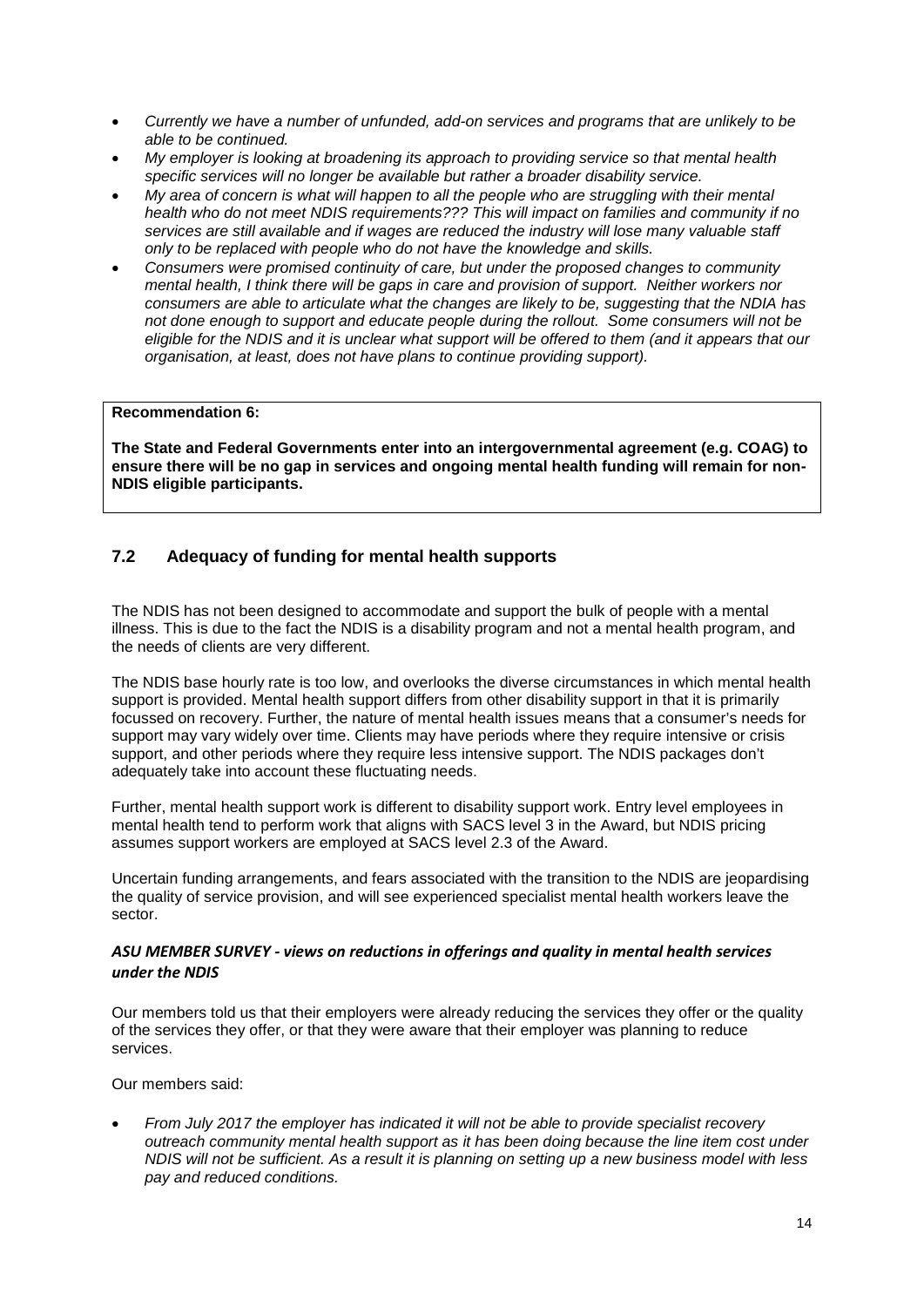- *Currently we have a number of unfunded, add-on services and programs that are unlikely to be able to be continued.*
- *My employer is looking at broadening its approach to providing service so that mental health specific services will no longer be available but rather a broader disability service.*
- *My area of concern is what will happen to all the people who are struggling with their mental health who do not meet NDIS requirements??? This will impact on families and community if no services are still available and if wages are reduced the industry will lose many valuable staff only to be replaced with people who do not have the knowledge and skills.*
- *Consumers were promised continuity of care, but under the proposed changes to community mental health, I think there will be gaps in care and provision of support. Neither workers nor consumers are able to articulate what the changes are likely to be, suggesting that the NDIA has not done enough to support and educate people during the rollout. Some consumers will not be eligible for the NDIS and it is unclear what support will be offered to them (and it appears that our organisation, at least, does not have plans to continue providing support).*

**Recommendation 6:**

**The State and Federal Governments enter into an intergovernmental agreement (e.g. COAG) to ensure there will be no gap in services and ongoing mental health funding will remain for non-NDIS eligible participants.**

## 7.2 Adequacy of funding for mental health supports

The NDIS has not been designed to accommodate and support the bulk of people with a mental illness. This is due to the fact the NDIS is a disability program and not a mental health program, and the needs of clients are very different.

The NDIS base hourly rate is too low, and overlooks the diverse circumstances in which mental health support is provided. Mental health support differs from other disability support in that it is primarily focussed on recovery. Further, the nature of mental health issues means that a consumer's needs for support may vary widely over time. Clients may have periods where they require intensive or crisis support, and other periods where they require less intensive support. The NDIS packages don't adequately take into account these fluctuating needs.

Further, mental health support work is different to disability support work. Entry level employees in mental health tend to perform work that aligns with SACS level 3 in the Award, but NDIS pricing assumes support workers are employed at SACS level 2.3 of the Award.

Uncertain funding arrangements, and fears associated with the transition to the NDIS are jeopardising the quality of service provision, and will see experienced specialist mental health workers leave the sector.

### *ASU MEMBER SURVEY - views on reductions in offerings and quality in mental health services under the NDIS*

Our members told us that their employers were already reducing the services they offer or the quality of the services they offer, or that they were aware that their employer was planning to reduce services.

Our members said:

- *From July 2017 the employer has indicated it will not be able to provide specialist recovery outreach community mental health support as it has been doing because the line item cost under NDIS will not be sufficient. As a result it is planning on setting up a new business model with less pay and reduced conditions.*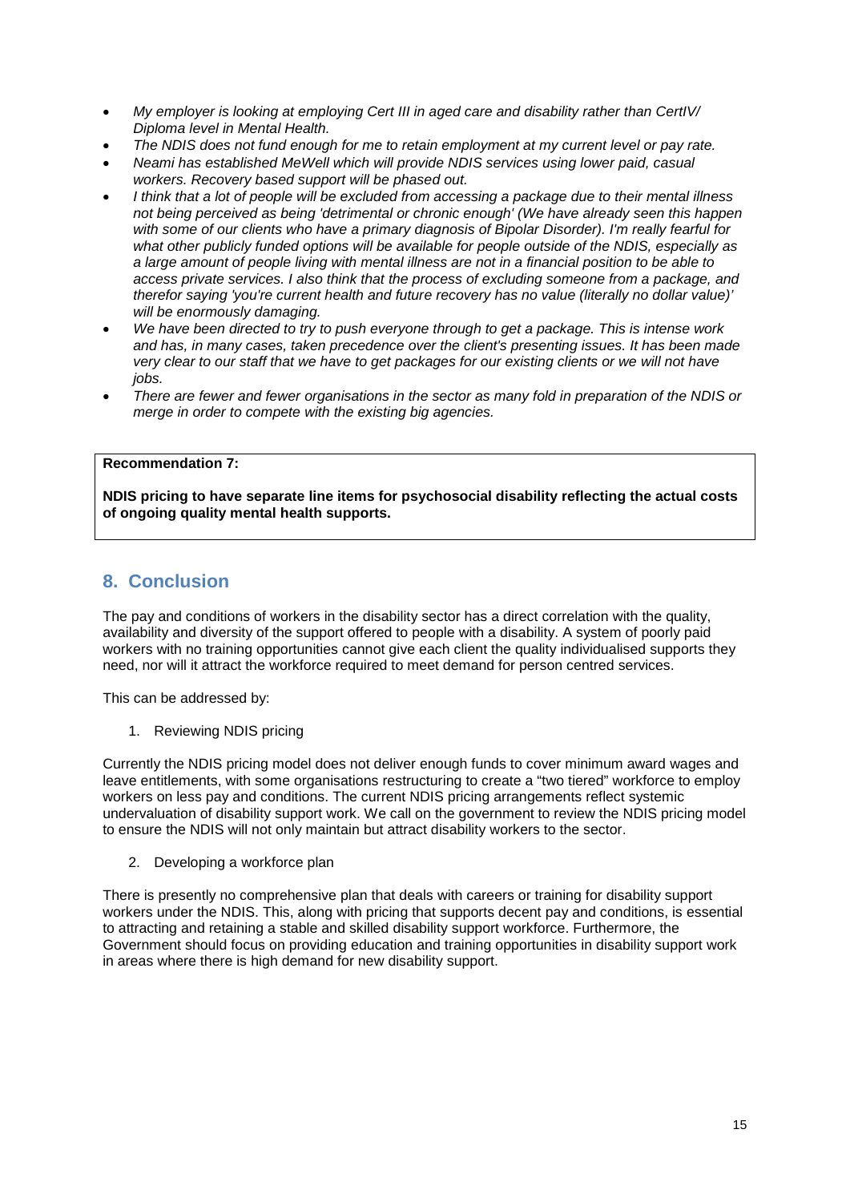- *My employer is looking at employing Cert III in aged care and disability rather than CertIV/ Diploma level in Mental Health.*
- *The NDIS does not fund enough for me to retain employment at my current level or pay rate.*
- *Neami has established MeWell which will provide NDIS services using lower paid, casual workers. Recovery based support will be phased out.*
- *I think that a lot of people will be excluded from accessing a package due to their mental illness not being perceived as being 'detrimental or chronic enough' (We have already seen this happen with some of our clients who have a primary diagnosis of Bipolar Disorder). I'm really fearful for what other publicly funded options will be available for people outside of the NDIS, especially as a large amount of people living with mental illness are not in a financial position to be able to access private services. I also think that the process of excluding someone from a package, and therefor saying 'you're current health and future recovery has no value (literally no dollar value)' will be enormously damaging.*
- *We have been directed to try to push everyone through to get a package. This is intense work and has, in many cases, taken precedence over the client's presenting issues. It has been made very clear to our staff that we have to get packages for our existing clients or we will not have jobs.*
- *There are fewer and fewer organisations in the sector as many fold in preparation of the NDIS or merge in order to compete with the existing big agencies.*

**Recommendation 7:**

**NDIS pricing to have separate line items for psychosocial disability reflecting the actual costs of ongoing quality mental health supports.**

## 8. Conclusion

The pay and conditions of workers in the disability sector has a direct correlation with the quality, availability and diversity of the support offered to people with a disability. A system of poorly paid workers with no training opportunities cannot give each client the quality individualised supports they need, nor will it attract the workforce required to meet demand for person centred services.

This can be addressed by:

1. Reviewing NDIS pricing

Currently the NDIS pricing model does not deliver enough funds to cover minimum award wages and leave entitlements, with some organisations restructuring to create a "two tiered" workforce to employ workers on less pay and conditions. The current NDIS pricing arrangements reflect systemic undervaluation of disability support work. We call on the government to review the NDIS pricing model to ensure the NDIS will not only maintain but attract disability workers to the sector.

2. Developing a workforce plan

There is presently no comprehensive plan that deals with careers or training for disability support workers under the NDIS. This, along with pricing that supports decent pay and conditions, is essential to attracting and retaining a stable and skilled disability support workforce. Furthermore, the Government should focus on providing education and training opportunities in disability support work in areas where there is high demand for new disability support.